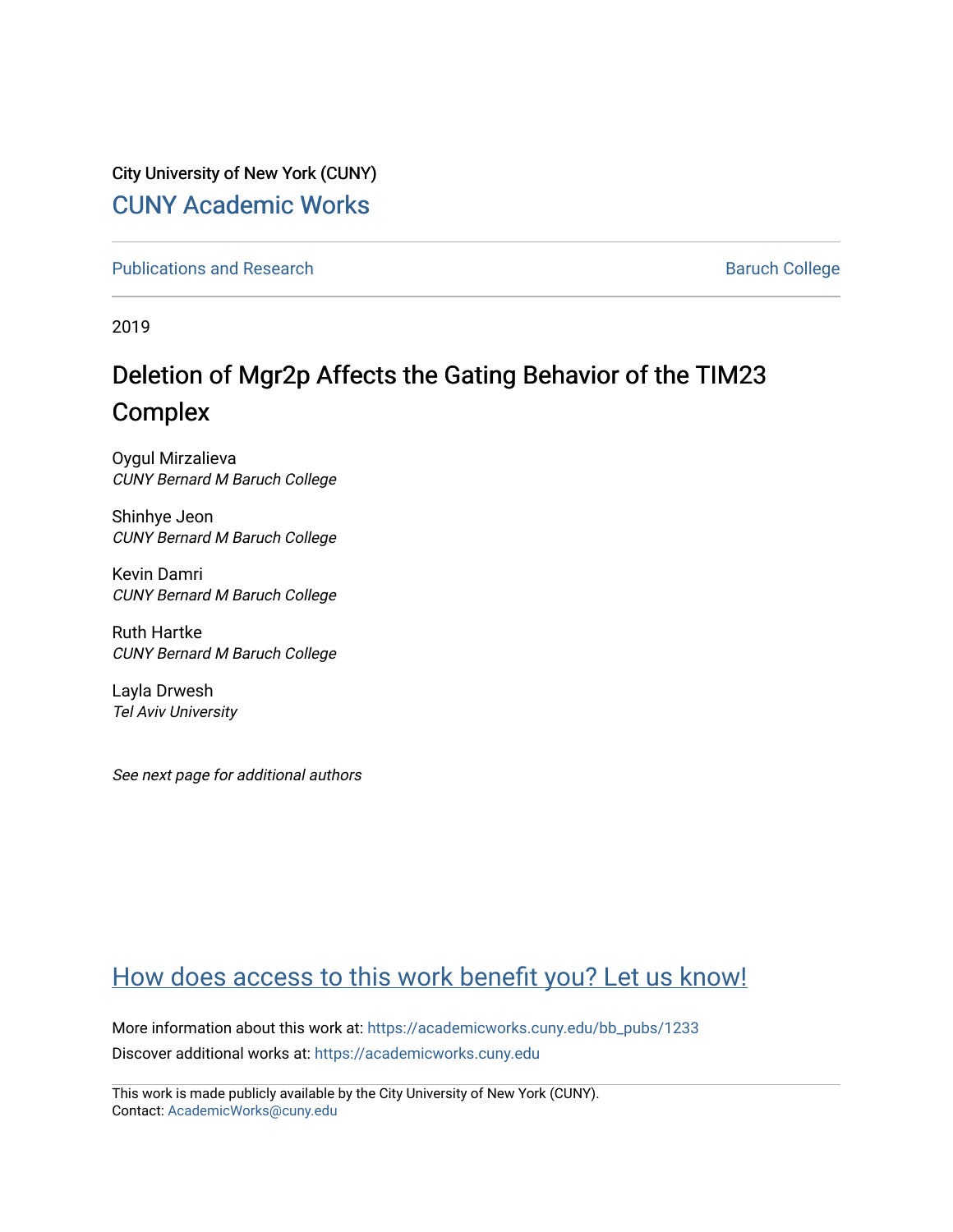City University of New York (CUNY)

CUNY Academic Works

Publications and Research

Baruch College

2019

# Deletion of Mgr2p Affects the Gating Behavior of the TIM23 Complex

Oygul Mirzalieva
*CUNY Bernard M Baruch College*

Shinhye Jeon
*CUNY Bernard M Baruch College*

Kevin Damri
*CUNY Bernard M Baruch College*

Ruth Hartke
*CUNY Bernard M Baruch College*

Layla Drwesh
*Tel Aviv University*

*See next page for additional authors*

How does access to this work benefit you? Let us know!

More information about this work at: https://academicworks.cuny.edu/bb_pubs/1233
Discover additional works at: https://academicworks.cuny.edu

This work is made publicly available by the City University of New York (CUNY).
Contact: AcademicWorks@cuny.edu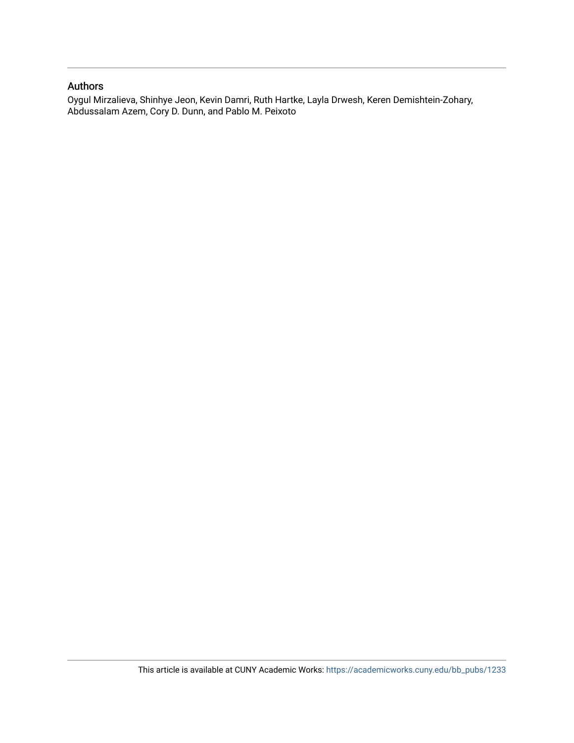## Authors

Oygul Mirzalieva, Shinhye Jeon, Kevin Damri, Ruth Hartke, Layla Drwesh, Keren Demishtein-Zohary, Abdussalam Azem, Cory D. Dunn, and Pablo M. Peixoto

This article is available at CUNY Academic Works: https://academicworks.cuny.edu/bb_pubs/1233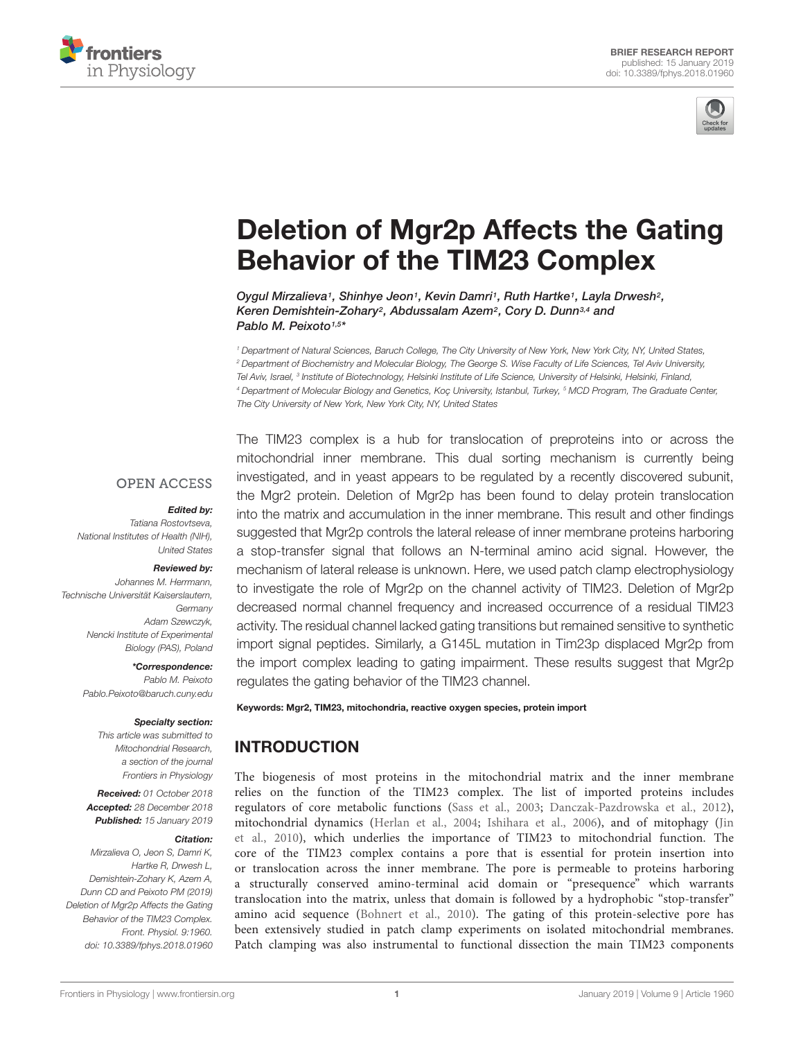# Deletion of Mgr2p Affects the Gating Behavior of the TIM23 Complex

*Oygul Mirzalieva[1], Shinhye Jeon[1], Kevin Damri[1], Ruth Hartke[1], Layla Drwesh[2], Keren Demishtein-Zohary[2], Abdussalam Azem[2], Cory D. Dunn[3,4] and Pablo M. Peixoto[1,5]\**

[1] Department of Natural Sciences, Baruch College, The City University of New York, New York City, NY, United States, [2] Department of Biochemistry and Molecular Biology, The George S. Wise Faculty of Life Sciences, Tel Aviv University, Tel Aviv, Israel, [3] Institute of Biotechnology, Helsinki Institute of Life Science, University of Helsinki, Helsinki, Finland, [4] Department of Molecular Biology and Genetics, Koç University, Istanbul, Turkey, [5] MCD Program, The Graduate Center, The City University of New York, New York City, NY, United States

**BRIEF RESEARCH REPORT**
published: 15 January 2019
doi: 10.3389/fphys.2018.01960

OPEN ACCESS

***Edited by:***
Tatiana Rostovtseva,
National Institutes of Health (NIH),
United States

***Reviewed by:***
Johannes M. Herrmann,
Technische Universität Kaiserslautern,
Germany
Adam Szewczyk,
Nencki Institute of Experimental
Biology (PAS), Poland

***\*Correspondence:***
Pablo M. Peixoto
Pablo.Peixoto@baruch.cuny.edu

***Specialty section:***
This article was submitted to
Mitochondrial Research,
a section of the journal
Frontiers in Physiology

***Received:*** 01 October 2018
***Accepted:*** 28 December 2018
***Published:*** 15 January 2019

***Citation:***
Mirzalieva O, Jeon S, Damri K, Hartke R, Drwesh L, Demishtein-Zohary K, Azem A, Dunn CD and Peixoto PM (2019) Deletion of Mgr2p Affects the Gating Behavior of the TIM23 Complex. Front. Physiol. 9:1960. doi: 10.3389/fphys.2018.01960

The TIM23 complex is a hub for translocation of preproteins into or across the mitochondrial inner membrane. This dual sorting mechanism is currently being investigated, and in yeast appears to be regulated by a recently discovered subunit, the Mgr2 protein. Deletion of Mgr2p has been found to delay protein translocation into the matrix and accumulation in the inner membrane. This result and other findings suggested that Mgr2p controls the lateral release of inner membrane proteins harboring a stop-transfer signal that follows an N-terminal amino acid signal. However, the mechanism of lateral release is unknown. Here, we used patch clamp electrophysiology to investigate the role of Mgr2p on the channel activity of TIM23. Deletion of Mgr2p decreased normal channel frequency and increased occurrence of a residual TIM23 activity. The residual channel lacked gating transitions but remained sensitive to synthetic import signal peptides. Similarly, a G145L mutation in Tim23p displaced Mgr2p from the import complex leading to gating impairment. These results suggest that Mgr2p regulates the gating behavior of the TIM23 channel.

**Keywords:** Mgr2, TIM23, mitochondria, reactive oxygen species, protein import

## INTRODUCTION

The biogenesis of most proteins in the mitochondrial matrix and the inner membrane relies on the function of the TIM23 complex. The list of imported proteins includes regulators of core metabolic functions (Sass et al., 2003; Danczak-Pazdrowska et al., 2012), mitochondrial dynamics (Herlan et al., 2004; Ishihara et al., 2006), and of mitophagy (Jin et al., 2010), which underlies the importance of TIM23 to mitochondrial function. The core of the TIM23 complex contains a pore that is essential for protein insertion into or translocation across the inner membrane. The pore is permeable to proteins harboring a structurally conserved amino-terminal acid domain or "presequence" which warrants translocation into the matrix, unless that domain is followed by a hydrophobic "stop-transfer" amino acid sequence (Bohnert et al., 2010). The gating of this protein-selective pore has been extensively studied in patch clamp experiments on isolated mitochondrial membranes. Patch clamping was also instrumental to functional dissection the main TIM23 components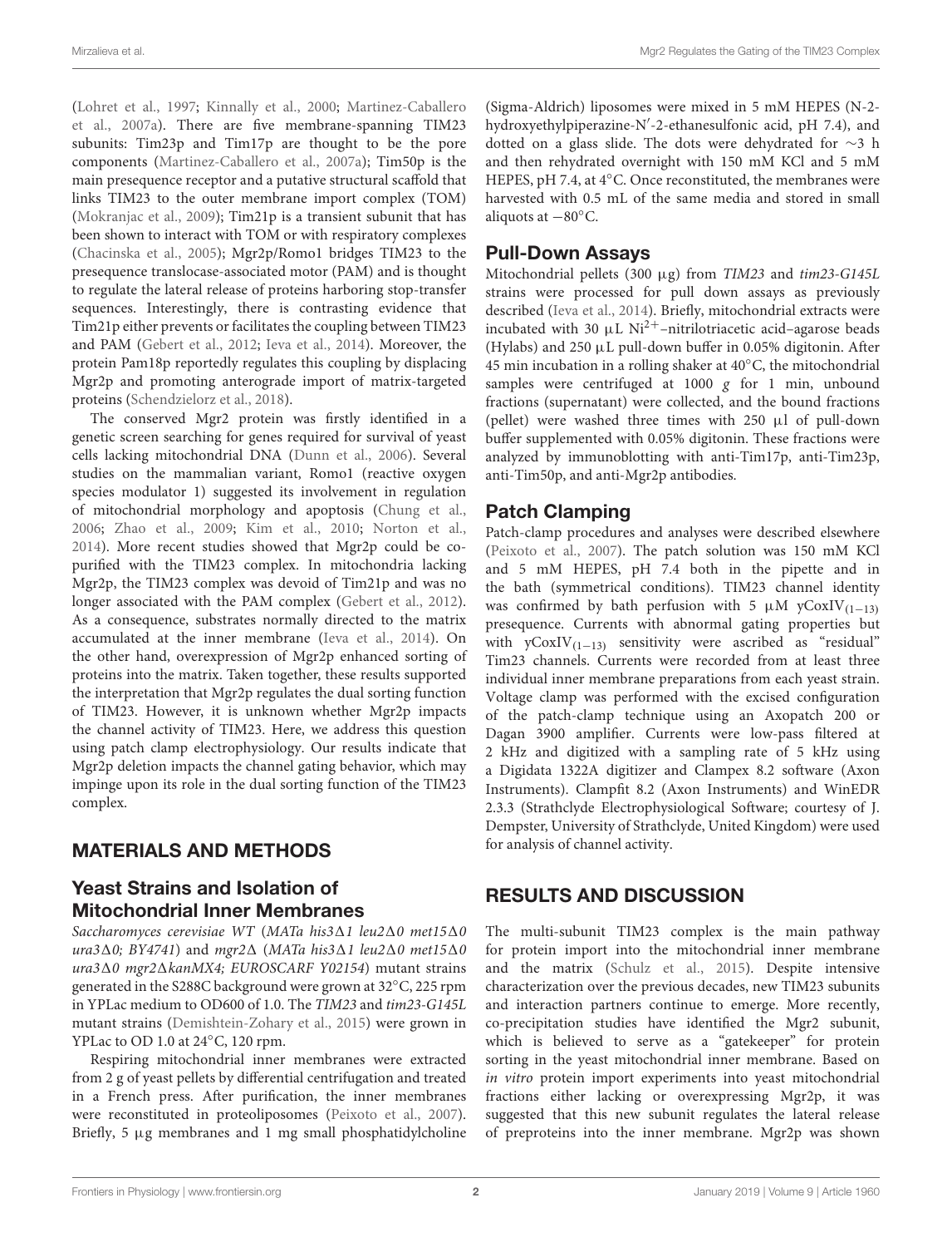(Lohret et al., 1997; Kinnally et al., 2000; Martinez-Caballero et al., 2007a). There are five membrane-spanning TIM23 subunits: Tim23p and Tim17p are thought to be the pore components (Martinez-Caballero et al., 2007a); Tim50p is the main presequence receptor and a putative structural scaffold that links TIM23 to the outer membrane import complex (TOM) (Mokranjac et al., 2009); Tim21p is a transient subunit that has been shown to interact with TOM or with respiratory complexes (Chacinska et al., 2005); Mgr2p/Romo1 bridges TIM23 to the presequence translocase-associated motor (PAM) and is thought to regulate the lateral release of proteins harboring stop-transfer sequences. Interestingly, there is contrasting evidence that Tim21p either prevents or facilitates the coupling between TIM23 and PAM (Gebert et al., 2012; Ieva et al., 2014). Moreover, the protein Pam18p reportedly regulates this coupling by displacing Mgr2p and promoting anterograde import of matrix-targeted proteins (Schendzielorz et al., 2018).

The conserved Mgr2 protein was firstly identified in a genetic screen searching for genes required for survival of yeast cells lacking mitochondrial DNA (Dunn et al., 2006). Several studies on the mammalian variant, Romo1 (reactive oxygen species modulator 1) suggested its involvement in regulation of mitochondrial morphology and apoptosis (Chung et al., 2006; Zhao et al., 2009; Kim et al., 2010; Norton et al., 2014). More recent studies showed that Mgr2p could be co-purified with the TIM23 complex. In mitochondria lacking Mgr2p, the TIM23 complex was devoid of Tim21p and was no longer associated with the PAM complex (Gebert et al., 2012). As a consequence, substrates normally directed to the matrix accumulated at the inner membrane (Ieva et al., 2014). On the other hand, overexpression of Mgr2p enhanced sorting of proteins into the matrix. Taken together, these results supported the interpretation that Mgr2p regulates the dual sorting function of TIM23. However, it is unknown whether Mgr2p impacts the channel activity of TIM23. Here, we address this question using patch clamp electrophysiology. Our results indicate that Mgr2p deletion impacts the channel gating behavior, which may impinge upon its role in the dual sorting function of the TIM23 complex.

## MATERIALS AND METHODS

### Yeast Strains and Isolation of Mitochondrial Inner Membranes

*Saccharomyces cerevisiae WT* (*MATa his3Δ1 leu2Δ0 met15Δ0 ura3Δ0; BY4741*) and *mgr2Δ* (*MATa his3Δ1 leu2Δ0 met15Δ0 ura3Δ0 mgr2ΔkanMX4; EUROSCARF Y02154*) mutant strains generated in the S288C background were grown at 32°C, 225 rpm in YPLac medium to OD600 of 1.0. The *TIM23* and *tim23-G145L* mutant strains (Demishtein-Zohary et al., 2015) were grown in YPLac to OD 1.0 at 24°C, 120 rpm.

Respiring mitochondrial inner membranes were extracted from 2 g of yeast pellets by differential centrifugation and treated in a French press. After purification, the inner membranes were reconstituted in proteoliposomes (Peixoto et al., 2007). Briefly, 5 μg membranes and 1 mg small phosphatidylcholine (Sigma-Aldrich) liposomes were mixed in 5 mM HEPES (N-2-hydroxyethylpiperazine-N′-2-ethanesulfonic acid, pH 7.4), and dotted on a glass slide. The dots were dehydrated for ~3 h and then rehydrated overnight with 150 mM KCl and 5 mM HEPES, pH 7.4, at 4°C. Once reconstituted, the membranes were harvested with 0.5 mL of the same media and stored in small aliquots at −80°C.

### Pull-Down Assays

Mitochondrial pellets (300 μg) from *TIM23* and *tim23-G145L* strains were processed for pull down assays as previously described (Ieva et al., 2014). Briefly, mitochondrial extracts were incubated with 30 μL $Ni^{2+}$–nitrilotriacetic acid–agarose beads (Hylabs) and 250 μL pull-down buffer in 0.05% digitonin. After 45 min incubation in a rolling shaker at 40°C, the mitochondrial samples were centrifuged at 1000 *g* for 1 min, unbound fractions (supernatant) were collected, and the bound fractions (pellet) were washed three times with 250 μl of pull-down buffer supplemented with 0.05% digitonin. These fractions were analyzed by immunoblotting with anti-Tim17p, anti-Tim23p, anti-Tim50p, and anti-Mgr2p antibodies.

### Patch Clamping

Patch-clamp procedures and analyses were described elsewhere (Peixoto et al., 2007). The patch solution was 150 mM KCl and 5 mM HEPES, pH 7.4 both in the pipette and in the bath (symmetrical conditions). TIM23 channel identity was confirmed by bath perfusion with 5 μM $yCoxIV_{(1-13)}$ presequence. Currents with abnormal gating properties but with $yCoxIV_{(1-13)}$ sensitivity were ascribed as "residual" Tim23 channels. Currents were recorded from at least three individual inner membrane preparations from each yeast strain. Voltage clamp was performed with the excised configuration of the patch-clamp technique using an Axopatch 200 or Dagan 3900 amplifier. Currents were low-pass filtered at 2 kHz and digitized with a sampling rate of 5 kHz using a Digidata 1322A digitizer and Clampex 8.2 software (Axon Instruments). Clampfit 8.2 (Axon Instruments) and WinEDR 2.3.3 (Strathclyde Electrophysiological Software; courtesy of J. Dempster, University of Strathclyde, United Kingdom) were used for analysis of channel activity.

## RESULTS AND DISCUSSION

The multi-subunit TIM23 complex is the main pathway for protein import into the mitochondrial inner membrane and the matrix (Schulz et al., 2015). Despite intensive characterization over the previous decades, new TIM23 subunits and interaction partners continue to emerge. More recently, co-precipitation studies have identified the Mgr2 subunit, which is believed to serve as a "gatekeeper" for protein sorting in the yeast mitochondrial inner membrane. Based on *in vitro* protein import experiments into yeast mitochondrial fractions either lacking or overexpressing Mgr2p, it was suggested that this new subunit regulates the lateral release of preproteins into the inner membrane. Mgr2p was shown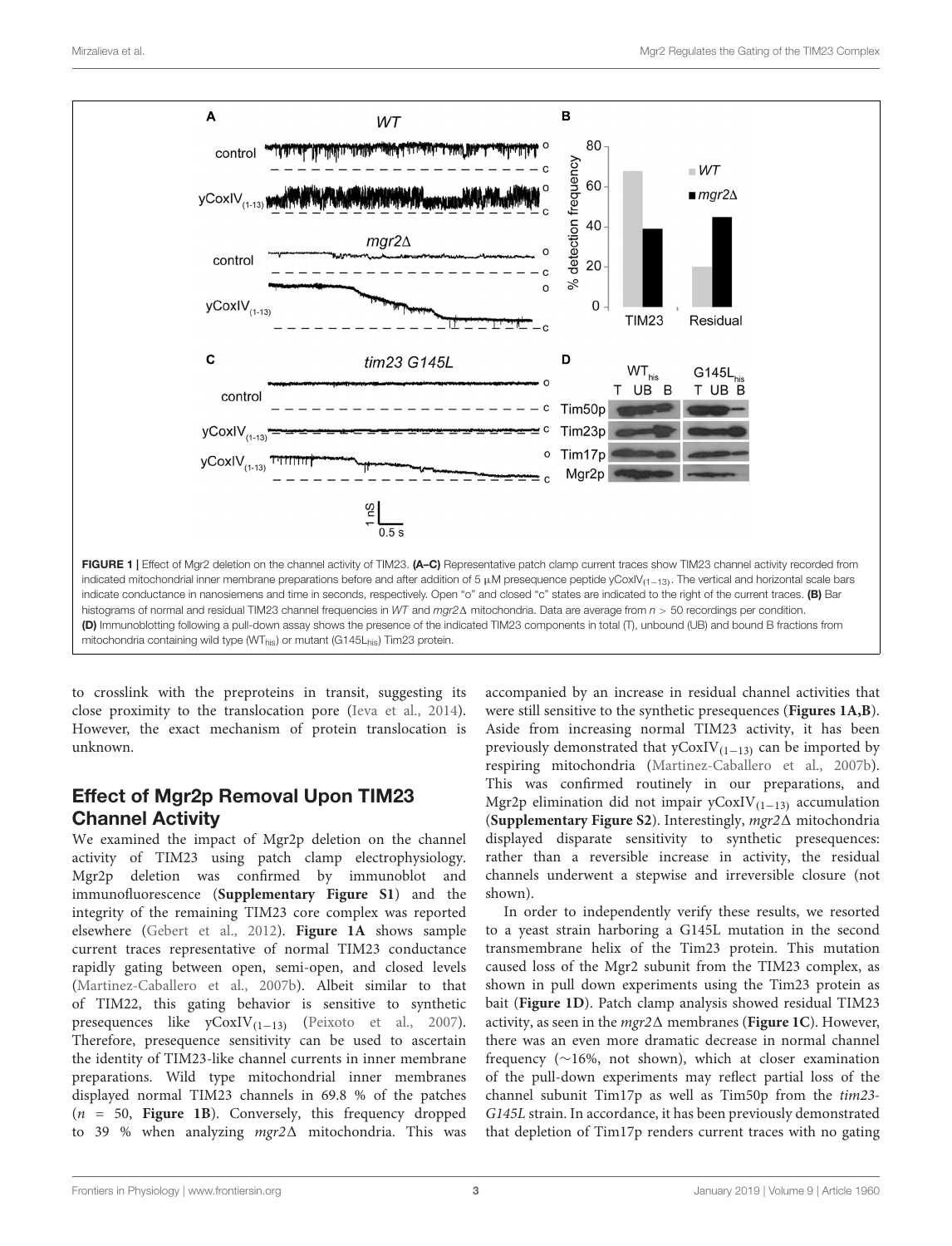FIGURE 1 | Effect of Mgr2 deletion on the channel activity of TIM23. **(A–C)** Representative patch clamp current traces show TIM23 channel activity recorded from indicated mitochondrial inner membrane preparations before and after addition of 5 μM presequence peptide yCoxIV$_{(1-13)}$. The vertical and horizontal scale bars indicate conductance in nanosiemens and time in seconds, respectively. Open "o" and closed "c" states are indicated to the right of the current traces. **(B)** Bar histograms of normal and residual TIM23 channel frequencies in *WT* and *mgr2*Δ mitochondria. Data are average from $n > 50$ recordings per condition. **(D)** Immunoblotting following a pull-down assay shows the presence of the indicated TIM23 components in total (T), unbound (UB) and bound B fractions from mitochondria containing wild type (WT$_{his}$) or mutant (G145L$_{his}$) Tim23 protein.

to crosslink with the preproteins in transit, suggesting its close proximity to the translocation pore (Ieva et al., 2014). However, the exact mechanism of protein translocation is unknown.

## Effect of Mgr2p Removal Upon TIM23 Channel Activity

We examined the impact of Mgr2p deletion on the channel activity of TIM23 using patch clamp electrophysiology. Mgr2p deletion was confirmed by immunoblot and immunofluorescence (**Supplementary Figure S1**) and the integrity of the remaining TIM23 core complex was reported elsewhere (Gebert et al., 2012). **Figure 1A** shows sample current traces representative of normal TIM23 conductance rapidly gating between open, semi-open, and closed levels (Martinez-Caballero et al., 2007b). Albeit similar to that of TIM22, this gating behavior is sensitive to synthetic presequences like yCoxIV$_{(1-13)}$ (Peixoto et al., 2007). Therefore, presequence sensitivity can be used to ascertain the identity of TIM23-like channel currents in inner membrane preparations. Wild type mitochondrial inner membranes displayed normal TIM23 channels in 69.8 % of the patches ($n$ = 50, **Figure 1B**). Conversely, this frequency dropped to 39 % when analyzing *mgr2*Δ mitochondria. This was accompanied by an increase in residual channel activities that were still sensitive to the synthetic presequences (**Figures 1A,B**). Aside from increasing normal TIM23 activity, it has been previously demonstrated that yCoxIV$_{(1-13)}$ can be imported by respiring mitochondria (Martinez-Caballero et al., 2007b). This was confirmed routinely in our preparations, and Mgr2p elimination did not impair yCoxIV$_{(1-13)}$ accumulation (**Supplementary Figure S2**). Interestingly, *mgr2*Δ mitochondria displayed disparate sensitivity to synthetic presequences: rather than a reversible increase in activity, the residual channels underwent a stepwise and irreversible closure (not shown).

In order to independently verify these results, we resorted to a yeast strain harboring a G145L mutation in the second transmembrane helix of the Tim23 protein. This mutation caused loss of the Mgr2 subunit from the TIM23 complex, as shown in pull down experiments using the Tim23 protein as bait (**Figure 1D**). Patch clamp analysis showed residual TIM23 activity, as seen in the *mgr2*Δ membranes (**Figure 1C**). However, there was an even more dramatic decrease in normal channel frequency (~16%, not shown), which at closer examination of the pull-down experiments may reflect partial loss of the channel subunit Tim17p as well as Tim50p from the *tim23-G145L* strain. In accordance, it has been previously demonstrated that depletion of Tim17p renders current traces with no gating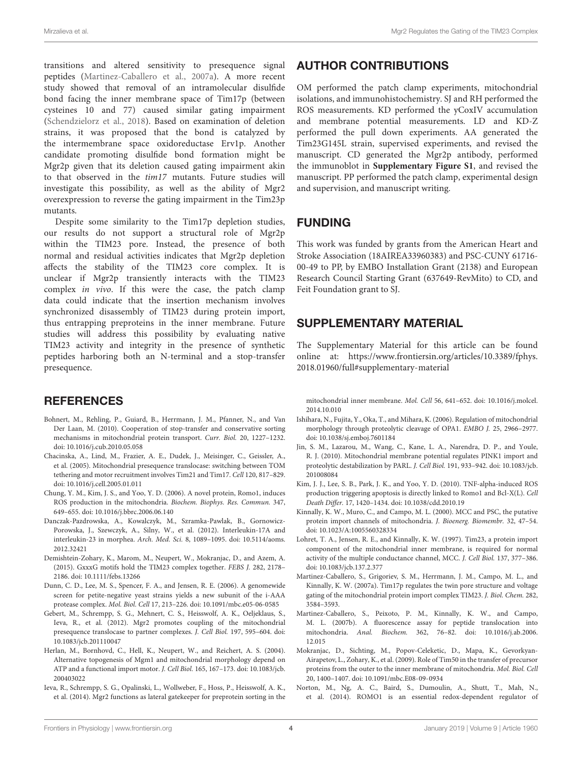transitions and altered sensitivity to presequence signal peptides (Martinez-Caballero et al., 2007a). A more recent study showed that removal of an intramolecular disulfide bond facing the inner membrane space of Tim17p (between cysteines 10 and 77) caused similar gating impairment (Schendzielorz et al., 2018). Based on examination of deletion strains, it was proposed that the bond is catalyzed by the intermembrane space oxidoreductase Erv1p. Another candidate promoting disulfide bond formation might be Mgr2p given that its deletion caused gating impairment akin to that observed in the *tim17* mutants. Future studies will investigate this possibility, as well as the ability of Mgr2 overexpression to reverse the gating impairment in the Tim23p mutants.

Despite some similarity to the Tim17p depletion studies, our results do not support a structural role of Mgr2p within the TIM23 pore. Instead, the presence of both normal and residual activities indicates that Mgr2p depletion affects the stability of the TIM23 core complex. It is unclear if Mgr2p transiently interacts with the TIM23 complex *in vivo*. If this were the case, the patch clamp data could indicate that the insertion mechanism involves synchronized disassembly of TIM23 during protein import, thus entrapping preproteins in the inner membrane. Future studies will address this possibility by evaluating native TIM23 activity and integrity in the presence of synthetic peptides harboring both an N-terminal and a stop-transfer presequence.

## AUTHOR CONTRIBUTIONS

OM performed the patch clamp experiments, mitochondrial isolations, and immunohistochemistry. SJ and RH performed the ROS measurements. KD performed the yCoxIV accumulation and membrane potential measurements. LD and KD-Z performed the pull down experiments. AA generated the Tim23G145L strain, supervised experiments, and revised the manuscript. CD generated the Mgr2p antibody, performed the immunoblot in **Supplementary Figure S1**, and revised the manuscript. PP performed the patch clamp, experimental design and supervision, and manuscript writing.

## FUNDING

This work was funded by grants from the American Heart and Stroke Association (18AIREA33960383) and PSC-CUNY 61716-00-49 to PP, by EMBO Installation Grant (2138) and European Research Council Starting Grant (637649-RevMito) to CD, and Feit Foundation grant to SJ.

## SUPPLEMENTARY MATERIAL

The Supplementary Material for this article can be found online at: https://www.frontiersin.org/articles/10.3389/fphys.2018.01960/full#supplementary-material

## REFERENCES

- Bohnert, M., Rehling, P., Guiard, B., Herrmann, J. M., Pfanner, N., and Van Der Laan, M. (2010). Cooperation of stop-transfer and conservative sorting mechanisms in mitochondrial protein transport. *Curr. Biol.* 20, 1227–1232. doi: 10.1016/j.cub.2010.05.058
- Chacinska, A., Lind, M., Frazier, A. E., Dudek, J., Meisinger, C., Geissler, A., et al. (2005). Mitochondrial presequence translocase: switching between TOM tethering and motor recruitment involves Tim21 and Tim17. *Cell* 120, 817–829. doi: 10.1016/j.cell.2005.01.011
- Chung, Y. M., Kim, J. S., and Yoo, Y. D. (2006). A novel protein, Romo1, induces ROS production in the mitochondria. *Biochem. Biophys. Res. Commun.* 347, 649–655. doi: 10.1016/j.bbrc.2006.06.140
- Danczak-Pazdrowska, A., Kowalczyk, M., Szramka-Pawlak, B., Gornowicz-Porowska, J., Szewczyk, A., Silny, W., et al. (2012). Interleukin-17A and interleukin-23 in morphea. *Arch. Med. Sci.* 8, 1089–1095. doi: 10.5114/aoms.2012.32421
- Demishtein-Zohary, K., Marom, M., Neupert, W., Mokranjac, D., and Azem, A. (2015). GxxxG motifs hold the TIM23 complex together. *FEBS J.* 282, 2178–2186. doi: 10.1111/febs.13266
- Dunn, C. D., Lee, M. S., Spencer, F. A., and Jensen, R. E. (2006). A genomewide screen for petite-negative yeast strains yields a new subunit of the i-AAA protease complex. *Mol. Biol. Cell* 17, 213–226. doi: 10.1091/mbc.e05-06-0585
- Gebert, M., Schrempp, S. G., Mehnert, C. S., Heisswolf, A. K., Oeljeklaus, S., Ieva, R., et al. (2012). Mgr2 promotes coupling of the mitochondrial presequence translocase to partner complexes. *J. Cell Biol.* 197, 595–604. doi: 10.1083/jcb.201110047
- Herlan, M., Bornhovd, C., Hell, K., Neupert, W., and Reichert, A. S. (2004). Alternative topogenesis of Mgm1 and mitochondrial morphology depend on ATP and a functional import motor. *J. Cell Biol.* 165, 167–173. doi: 10.1083/jcb.200403022
- Ieva, R., Schrempp, S. G., Opalinski, L., Wollweber, F., Hoss, P., Heisswolf, A. K., et al. (2014). Mgr2 functions as lateral gatekeeper for preprotein sorting in the mitochondrial inner membrane. *Mol. Cell* 56, 641–652. doi: 10.1016/j.molcel.2014.10.010
- Ishihara, N., Fujita, Y., Oka, T., and Mihara, K. (2006). Regulation of mitochondrial morphology through proteolytic cleavage of OPA1. *EMBO J.* 25, 2966–2977. doi: 10.1038/sj.emboj.7601184
- Jin, S. M., Lazarou, M., Wang, C., Kane, L. A., Narendra, D. P., and Youle, R. J. (2010). Mitochondrial membrane potential regulates PINK1 import and proteolytic destabilization by PARL. *J. Cell Biol.* 191, 933–942. doi: 10.1083/jcb.201008084
- Kim, J. J., Lee, S. B., Park, J. K., and Yoo, Y. D. (2010). TNF-alpha-induced ROS production triggering apoptosis is directly linked to Romo1 and Bcl-X(L). *Cell Death Differ.* 17, 1420–1434. doi: 10.1038/cdd.2010.19
- Kinnally, K. W., Muro, C., and Campo, M. L. (2000). MCC and PSC, the putative protein import channels of mitochondria. *J. Bioenerg. Biomembr.* 32, 47–54. doi: 10.1023/A:1005560328334
- Lohret, T. A., Jensen, R. E., and Kinnally, K. W. (1997). Tim23, a protein import component of the mitochondrial inner membrane, is required for normal activity of the multiple conductance channel, MCC. *J. Cell Biol.* 137, 377–386. doi: 10.1083/jcb.137.2.377
- Martinez-Caballero, S., Grigoriev, S. M., Herrmann, J. M., Campo, M. L., and Kinnally, K. W. (2007a). Tim17p regulates the twin pore structure and voltage gating of the mitochondrial protein import complex TIM23. *J. Biol. Chem.* 282, 3584–3593.
- Martinez-Caballero, S., Peixoto, P. M., Kinnally, K. W., and Campo, M. L. (2007b). A fluorescence assay for peptide translocation into mitochondria. *Anal. Biochem.* 362, 76–82. doi: 10.1016/j.ab.2006.12.015
- Mokranjac, D., Sichting, M., Popov-Celeketic, D., Mapa, K., Gevorkyan-Airapetov, L., Zohary, K., et al. (2009). Role of Tim50 in the transfer of precursor proteins from the outer to the inner membrane of mitochondria. *Mol. Biol. Cell* 20, 1400–1407. doi: 10.1091/mbc.E08-09-0934
- Norton, M., Ng, A. C., Baird, S., Dumoulin, A., Shutt, T., Mah, N., et al. (2014). ROMO1 is an essential redox-dependent regulator of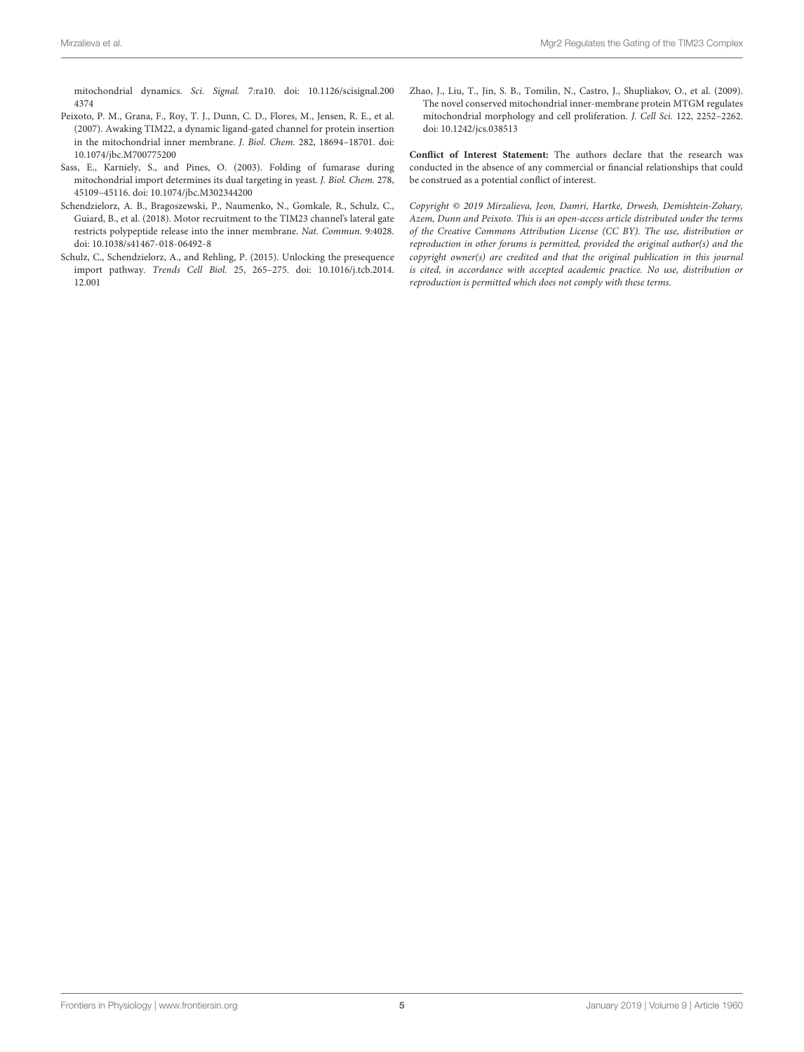mitochondrial dynamics. *Sci. Signal.* 7:ra10. doi: 10.1126/scisignal.2004374

Peixoto, P. M., Grana, F., Roy, T. J., Dunn, C. D., Flores, M., Jensen, R. E., et al. (2007). Awaking TIM22, a dynamic ligand-gated channel for protein insertion in the mitochondrial inner membrane. *J. Biol. Chem.* 282, 18694–18701. doi: 10.1074/jbc.M700775200

Sass, E., Karniely, S., and Pines, O. (2003). Folding of fumarase during mitochondrial import determines its dual targeting in yeast. *J. Biol. Chem.* 278, 45109–45116. doi: 10.1074/jbc.M302344200

Schendzielorz, A. B., Bragoszewski, P., Naumenko, N., Gomkale, R., Schulz, C., Guiard, B., et al. (2018). Motor recruitment to the TIM23 channel's lateral gate restricts polypeptide release into the inner membrane. *Nat. Commun.* 9:4028. doi: 10.1038/s41467-018-06492-8

Schulz, C., Schendzielorz, A., and Rehling, P. (2015). Unlocking the presequence import pathway. *Trends Cell Biol.* 25, 265–275. doi: 10.1016/j.tcb.2014.12.001

Zhao, J., Liu, T., Jin, S. B., Tomilin, N., Castro, J., Shupliakov, O., et al. (2009). The novel conserved mitochondrial inner-membrane protein MTGM regulates mitochondrial morphology and cell proliferation. *J. Cell Sci.* 122, 2252–2262. doi: 10.1242/jcs.038513

**Conflict of Interest Statement:** The authors declare that the research was conducted in the absence of any commercial or financial relationships that could be construed as a potential conflict of interest.

*Copyright © 2019 Mirzalieva, Jeon, Damri, Hartke, Drwesh, Demishtein-Zohary, Azem, Dunn and Peixoto. This is an open-access article distributed under the terms of the Creative Commons Attribution License (CC BY). The use, distribution or reproduction in other forums is permitted, provided the original author(s) and the copyright owner(s) are credited and that the original publication in this journal is cited, in accordance with accepted academic practice. No use, distribution or reproduction is permitted which does not comply with these terms.*